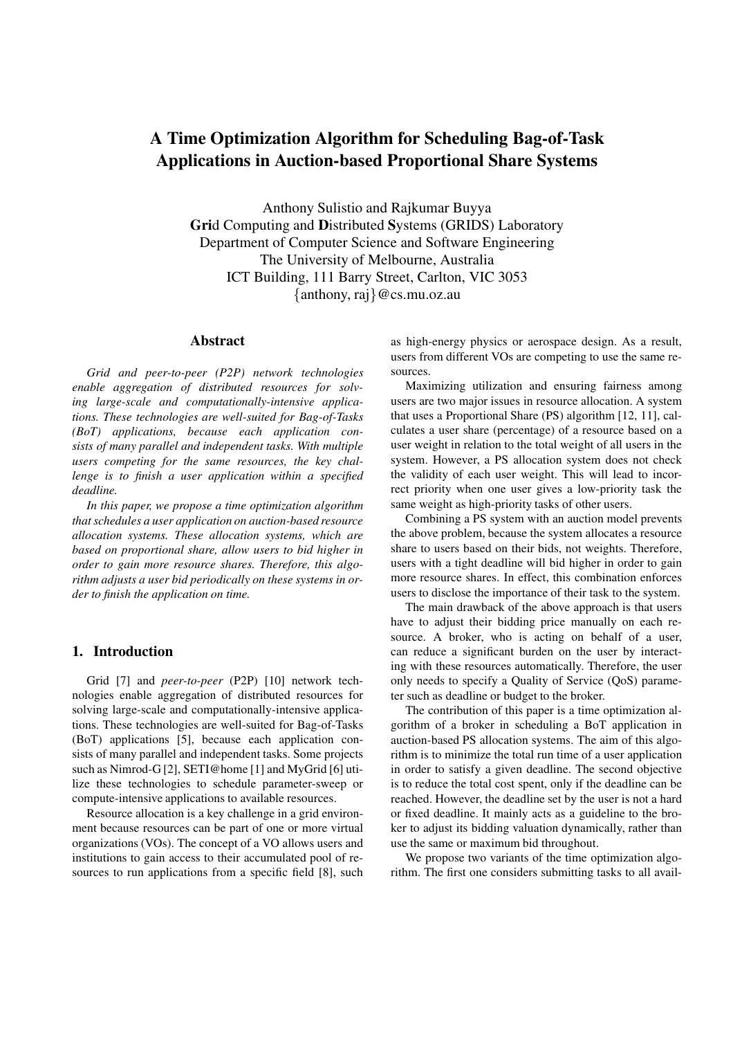# A Time Optimization Algorithm for Scheduling Bag-of-Task Applications in Auction-based Proportional Share Systems

Anthony Sulistio and Rajkumar Buyya
**Gri**d Computing and **D**istributed **S**ystems (GRIDS) Laboratory
Department of Computer Science and Software Engineering
The University of Melbourne, Australia
ICT Building, 111 Barry Street, Carlton, VIC 3053
{anthony, raj}@cs.mu.oz.au

## Abstract

*Grid and peer-to-peer (P2P) network technologies enable aggregation of distributed resources for solving large-scale and computationally-intensive applications. These technologies are well-suited for Bag-of-Tasks (BoT) applications, because each application consists of many parallel and independent tasks. With multiple users competing for the same resources, the key challenge is to finish a user application within a specified deadline.*

*In this paper, we propose a time optimization algorithm that schedules a user application on auction-based resource allocation systems. These allocation systems, which are based on proportional share, allow users to bid higher in order to gain more resource shares. Therefore, this algorithm adjusts a user bid periodically on these systems in order to finish the application on time.*

## 1. Introduction

Grid [7] and *peer-to-peer* (P2P) [10] network technologies enable aggregation of distributed resources for solving large-scale and computationally-intensive applications. These technologies are well-suited for Bag-of-Tasks (BoT) applications [5], because each application consists of many parallel and independent tasks. Some projects such as Nimrod-G [2], SETI@home [1] and MyGrid [6] utilize these technologies to schedule parameter-sweep or compute-intensive applications to available resources.

Resource allocation is a key challenge in a grid environment because resources can be part of one or more virtual organizations (VOs). The concept of a VO allows users and institutions to gain access to their accumulated pool of resources to run applications from a specific field [8], such as high-energy physics or aerospace design. As a result, users from different VOs are competing to use the same resources.

Maximizing utilization and ensuring fairness among users are two major issues in resource allocation. A system that uses a Proportional Share (PS) algorithm [12, 11], calculates a user share (percentage) of a resource based on a user weight in relation to the total weight of all users in the system. However, a PS allocation system does not check the validity of each user weight. This will lead to incorrect priority when one user gives a low-priority task the same weight as high-priority tasks of other users.

Combining a PS system with an auction model prevents the above problem, because the system allocates a resource share to users based on their bids, not weights. Therefore, users with a tight deadline will bid higher in order to gain more resource shares. In effect, this combination enforces users to disclose the importance of their task to the system.

The main drawback of the above approach is that users have to adjust their bidding price manually on each resource. A broker, who is acting on behalf of a user, can reduce a significant burden on the user by interacting with these resources automatically. Therefore, the user only needs to specify a Quality of Service (QoS) parameter such as deadline or budget to the broker.

The contribution of this paper is a time optimization algorithm of a broker in scheduling a BoT application in auction-based PS allocation systems. The aim of this algorithm is to minimize the total run time of a user application in order to satisfy a given deadline. The second objective is to reduce the total cost spent, only if the deadline can be reached. However, the deadline set by the user is not a hard or fixed deadline. It mainly acts as a guideline to the broker to adjust its bidding valuation dynamically, rather than use the same or maximum bid throughout.

We propose two variants of the time optimization algorithm. The first one considers submitting tasks to all avail-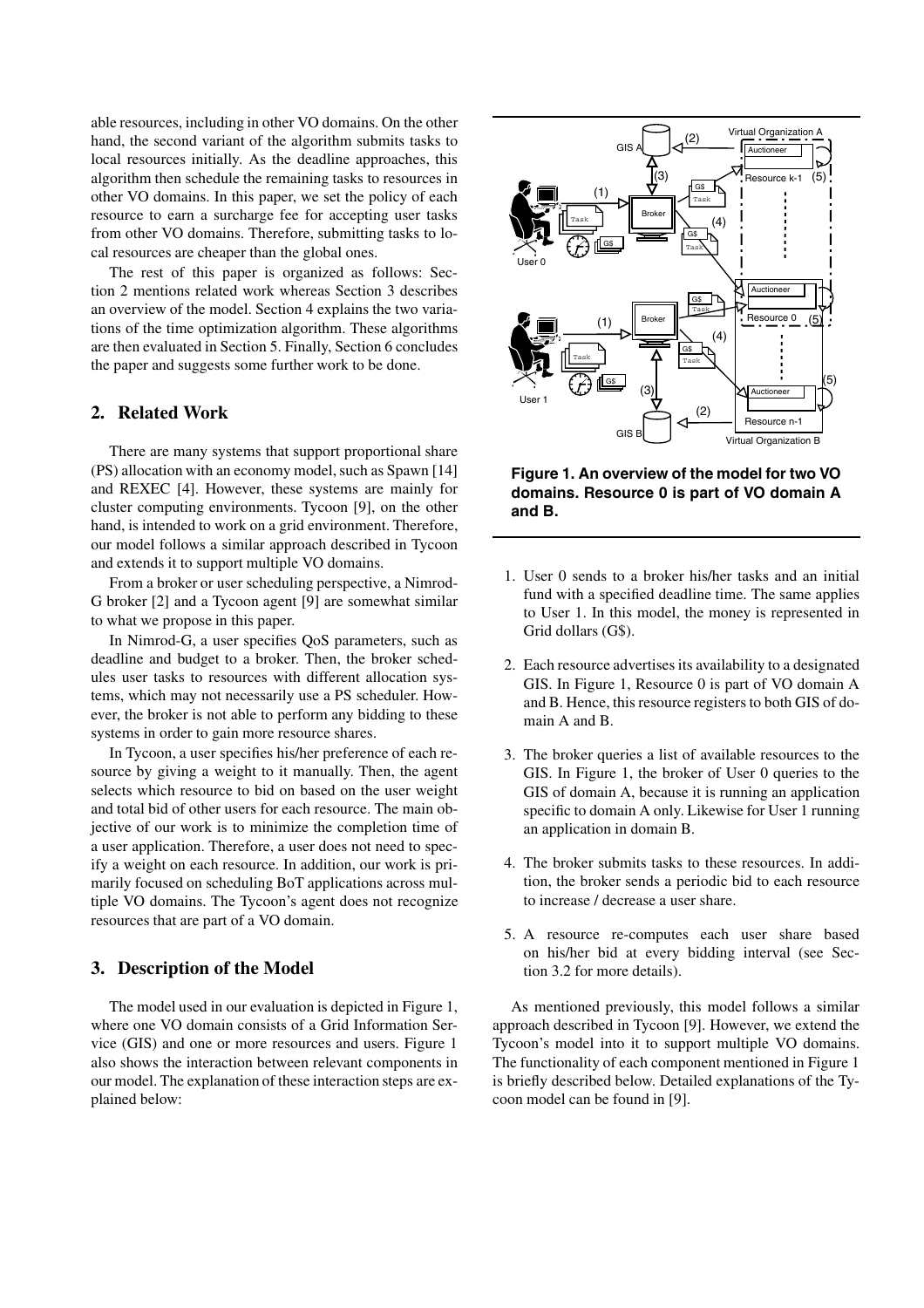able resources, including in other VO domains. On the other hand, the second variant of the algorithm submits tasks to local resources initially. As the deadline approaches, this algorithm then schedule the remaining tasks to resources in other VO domains. In this paper, we set the policy of each resource to earn a surcharge fee for accepting user tasks from other VO domains. Therefore, submitting tasks to local resources are cheaper than the global ones.

The rest of this paper is organized as follows: Section 2 mentions related work whereas Section 3 describes an overview of the model. Section 4 explains the two variations of the time optimization algorithm. These algorithms are then evaluated in Section 5. Finally, Section 6 concludes the paper and suggests some further work to be done.

## 2. Related Work

There are many systems that support proportional share (PS) allocation with an economy model, such as Spawn [14] and REXEC [4]. However, these systems are mainly for cluster computing environments. Tycoon [9], on the other hand, is intended to work on a grid environment. Therefore, our model follows a similar approach described in Tycoon and extends it to support multiple VO domains.

From a broker or user scheduling perspective, a Nimrod-G broker [2] and a Tycoon agent [9] are somewhat similar to what we propose in this paper.

In Nimrod-G, a user specifies QoS parameters, such as deadline and budget to a broker. Then, the broker schedules user tasks to resources with different allocation systems, which may not necessarily use a PS scheduler. However, the broker is not able to perform any bidding to these systems in order to gain more resource shares.

In Tycoon, a user specifies his/her preference of each resource by giving a weight to it manually. Then, the agent selects which resource to bid on based on the user weight and total bid of other users for each resource. The main objective of our work is to minimize the completion time of a user application. Therefore, a user does not need to specify a weight on each resource. In addition, our work is primarily focused on scheduling BoT applications across multiple VO domains. The Tycoon's agent does not recognize resources that are part of a VO domain.

## 3. Description of the Model

The model used in our evaluation is depicted in Figure 1, where one VO domain consists of a Grid Information Service (GIS) and one or more resources and users. Figure 1 also shows the interaction between relevant components in our model. The explanation of these interaction steps are explained below:

Virtual Organization A
GIS A
(2)
Auctioneer
Resource k-1
(5)
(3)
(1)
Broker
(4)
G$
Task
User 0
Auctioneer
Resource 0
(5)
Broker
(1)
(4)
(5)
Auctioneer
Resource n-1
User 1
(3)
(2)
GIS B
Virtual Organization B

**Figure 1. An overview of the model for two VO domains. Resource 0 is part of VO domain A and B.**

1. User 0 sends to a broker his/her tasks and an initial fund with a specified deadline time. The same applies to User 1. In this model, the money is represented in Grid dollars (G$).
2. Each resource advertises its availability to a designated GIS. In Figure 1, Resource 0 is part of VO domain A and B. Hence, this resource registers to both GIS of domain A and B.
3. The broker queries a list of available resources to the GIS. In Figure 1, the broker of User 0 queries to the GIS of domain A, because it is running an application specific to domain A only. Likewise for User 1 running an application in domain B.
4. The broker submits tasks to these resources. In addition, the broker sends a periodic bid to each resource to increase / decrease a user share.
5. A resource re-computes each user share based on his/her bid at every bidding interval (see Section 3.2 for more details).

As mentioned previously, this model follows a similar approach described in Tycoon [9]. However, we extend the Tycoon's model into it to support multiple VO domains. The functionality of each component mentioned in Figure 1 is briefly described below. Detailed explanations of the Tycoon model can be found in [9].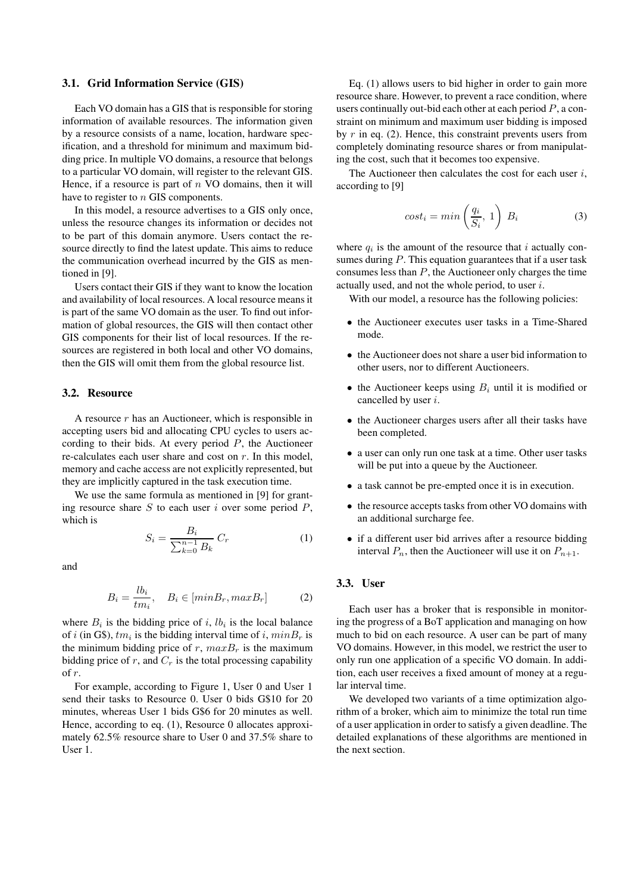### 3.1. Grid Information Service (GIS)

Each VO domain has a GIS that is responsible for storing information of available resources. The information given by a resource consists of a name, location, hardware specification, and a threshold for minimum and maximum bidding price. In multiple VO domains, a resource that belongs to a particular VO domain, will register to the relevant GIS. Hence, if a resource is part of $n$ VO domains, then it will have to register to $n$ GIS components.

In this model, a resource advertises to a GIS only once, unless the resource changes its information or decides not to be part of this domain anymore. Users contact the resource directly to find the latest update. This aims to reduce the communication overhead incurred by the GIS as mentioned in [9].

Users contact their GIS if they want to know the location and availability of local resources. A local resource means it is part of the same VO domain as the user. To find out information of global resources, the GIS will then contact other GIS components for their list of local resources. If the resources are registered in both local and other VO domains, then the GIS will omit them from the global resource list.

### 3.2. Resource

A resource $r$ has an Auctioneer, which is responsible in accepting users bid and allocating CPU cycles to users according to their bids. At every period $P$, the Auctioneer re-calculates each user share and cost on $r$. In this model, memory and cache access are not explicitly represented, but they are implicitly captured in the task execution time.

We use the same formula as mentioned in [9] for granting resource share $S$ to each user $i$ over some period $P$, which is

$$S_i = \frac{B_i}{\sum_{k=0}^{n-1} B_k} \, C_r \tag{1}$$

and

$$B_i = \frac{lb_i}{tm_i}, \quad B_i \in [minB_r, maxB_r] \tag{2}$$

where $B_i$ is the bidding price of $i$, $lb_i$ is the local balance of $i$ (in G\$), $tm_i$ is the bidding interval time of $i$, $minB_r$ is the minimum bidding price of $r$, $maxB_r$ is the maximum bidding price of $r$, and $C_r$ is the total processing capability of $r$.

For example, according to Figure 1, User 0 and User 1 send their tasks to Resource 0. User 0 bids G\$10 for 20 minutes, whereas User 1 bids G\$6 for 20 minutes as well. Hence, according to eq. (1), Resource 0 allocates approximately 62.5% resource share to User 0 and 37.5% share to User 1.

Eq. (1) allows users to bid higher in order to gain more resource share. However, to prevent a race condition, where users continually out-bid each other at each period $P$, a constraint on minimum and maximum user bidding is imposed by $r$ in eq. (2). Hence, this constraint prevents users from completely dominating resource shares or from manipulating the cost, such that it becomes too expensive.

The Auctioneer then calculates the cost for each user $i$, according to [9]

$$cost_i = min\left(\frac{q_i}{S_i}, \, 1\right) \, B_i \tag{3}$$

where $q_i$ is the amount of the resource that $i$ actually consumes during $P$. This equation guarantees that if a user task consumes less than $P$, the Auctioneer only charges the time actually used, and not the whole period, to user $i$.

With our model, a resource has the following policies:

- the Auctioneer executes user tasks in a Time-Shared mode.
- the Auctioneer does not share a user bid information to other users, nor to different Auctioneers.
- the Auctioneer keeps using $B_i$ until it is modified or cancelled by user $i$.
- the Auctioneer charges users after all their tasks have been completed.
- a user can only run one task at a time. Other user tasks will be put into a queue by the Auctioneer.
- a task cannot be pre-empted once it is in execution.
- the resource accepts tasks from other VO domains with an additional surcharge fee.
- if a different user bid arrives after a resource bidding interval $P_n$, then the Auctioneer will use it on $P_{n+1}$.

### 3.3. User

Each user has a broker that is responsible in monitoring the progress of a BoT application and managing on how much to bid on each resource. A user can be part of many VO domains. However, in this model, we restrict the user to only run one application of a specific VO domain. In addition, each user receives a fixed amount of money at a regular interval time.

We developed two variants of a time optimization algorithm of a broker, which aim to minimize the total run time of a user application in order to satisfy a given deadline. The detailed explanations of these algorithms are mentioned in the next section.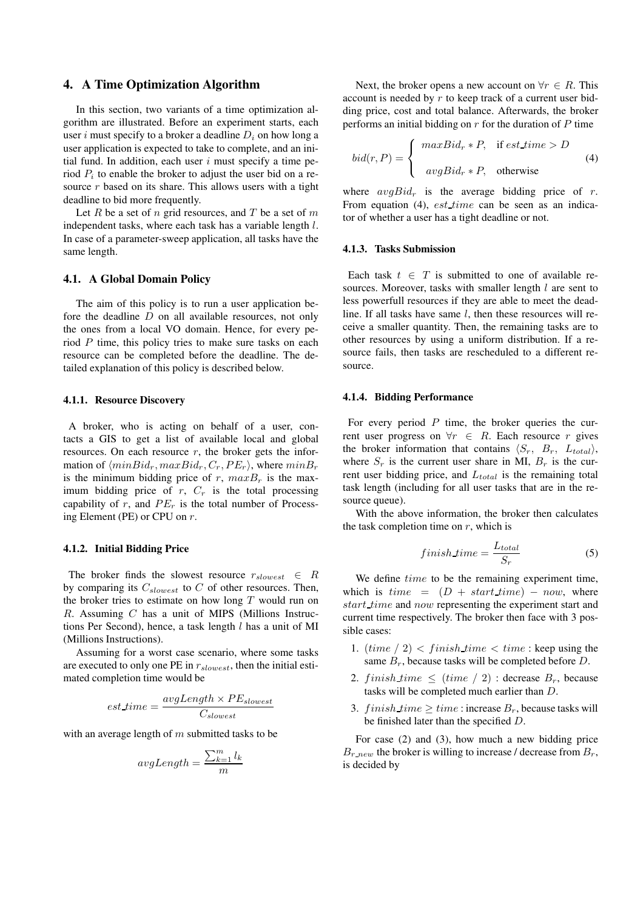## 4. A Time Optimization Algorithm

In this section, two variants of a time optimization algorithm are illustrated. Before an experiment starts, each user $i$ must specify to a broker a deadline $D_i$ on how long a user application is expected to take to complete, and an initial fund. In addition, each user $i$ must specify a time period $P_i$ to enable the broker to adjust the user bid on a resource $r$ based on its share. This allows users with a tight deadline to bid more frequently.

Let $R$ be a set of $n$ grid resources, and $T$ be a set of $m$ independent tasks, where each task has a variable length $l$. In case of a parameter-sweep application, all tasks have the same length.

### 4.1. A Global Domain Policy

The aim of this policy is to run a user application before the deadline $D$ on all available resources, not only the ones from a local VO domain. Hence, for every period $P$ time, this policy tries to make sure tasks on each resource can be completed before the deadline. The detailed explanation of this policy is described below.

#### 4.1.1. Resource Discovery

A broker, who is acting on behalf of a user, contacts a GIS to get a list of available local and global resources. On each resource $r$, the broker gets the information of $\langle minBid_r, maxBid_r, C_r, PE_r \rangle$, where $minB_r$ is the minimum bidding price of $r$, $maxB_r$ is the maximum bidding price of $r$, $C_r$ is the total processing capability of $r$, and $PE_r$ is the total number of Processing Element (PE) or CPU on $r$.

#### 4.1.2. Initial Bidding Price

The broker finds the slowest resource $r_{slowest} \in R$ by comparing its $C_{slowest}$ to $C$ of other resources. Then, the broker tries to estimate on how long $T$ would run on $R$. Assuming $C$ has a unit of MIPS (Millions Instructions Per Second), hence, a task length $l$ has a unit of MI (Millions Instructions).

Assuming for a worst case scenario, where some tasks are executed to only one PE in $r_{slowest}$, then the initial estimated completion time would be

$$est\_time = \frac{avgLength \times PE_{slowest}}{C_{slowest}}$$

with an average length of $m$ submitted tasks to be

$$avgLength = \frac{\sum_{k=1}^{m} l_k}{m}$$

Next, the broker opens a new account on $\forall r \in R$. This account is needed by $r$ to keep track of a current user bidding price, cost and total balance. Afterwards, the broker performs an initial bidding on $r$ for the duration of $P$ time

$$bid(r, P) = \begin{cases} maxBid_r * P, & \text{if } est\_time > D \\ avgBid_r * P, & \text{otherwise} \end{cases} \quad (4)$$

where $avgBid_r$ is the average bidding price of $r$. From equation (4), $est\_time$ can be seen as an indicator of whether a user has a tight deadline or not.

#### 4.1.3. Tasks Submission

Each task $t \in T$ is submitted to one of available resources. Moreover, tasks with smaller length $l$ are sent to less powerfull resources if they are able to meet the deadline. If all tasks have same $l$, then these resources will receive a smaller quantity. Then, the remaining tasks are to other resources by using a uniform distribution. If a resource fails, then tasks are rescheduled to a different resource.

#### 4.1.4. Bidding Performance

For every period $P$ time, the broker queries the current user progress on $\forall r \in R$. Each resource $r$ gives the broker information that contains $\langle S_r, B_r, L_{total} \rangle$, where $S_r$ is the current user share in MI, $B_r$ is the current user bidding price, and $L_{total}$ is the remaining total task length (including for all user tasks that are in the resource queue).

With the above information, the broker then calculates the task completion time on $r$, which is

$$finish\_time = \frac{L_{total}}{S_r} \quad (5)$$

We define $time$ to be the remaining experiment time, which is $time = (D + start\_time) - now$, where $start\_time$ and $now$ representing the experiment start and current time respectively. The broker then face with 3 possible cases:

1. $(time\ /\ 2) < finish\_time < time$ : keep using the same $B_r$, because tasks will be completed before $D$.
2. $finish\_time \leq (time\ /\ 2)$ : decrease $B_r$, because tasks will be completed much earlier than $D$.
3. $finish\_time \geq time$ : increase $B_r$, because tasks will be finished later than the specified $D$.

For case (2) and (3), how much a new bidding price $B_{r\_new}$ the broker is willing to increase / decrease from $B_r$, is decided by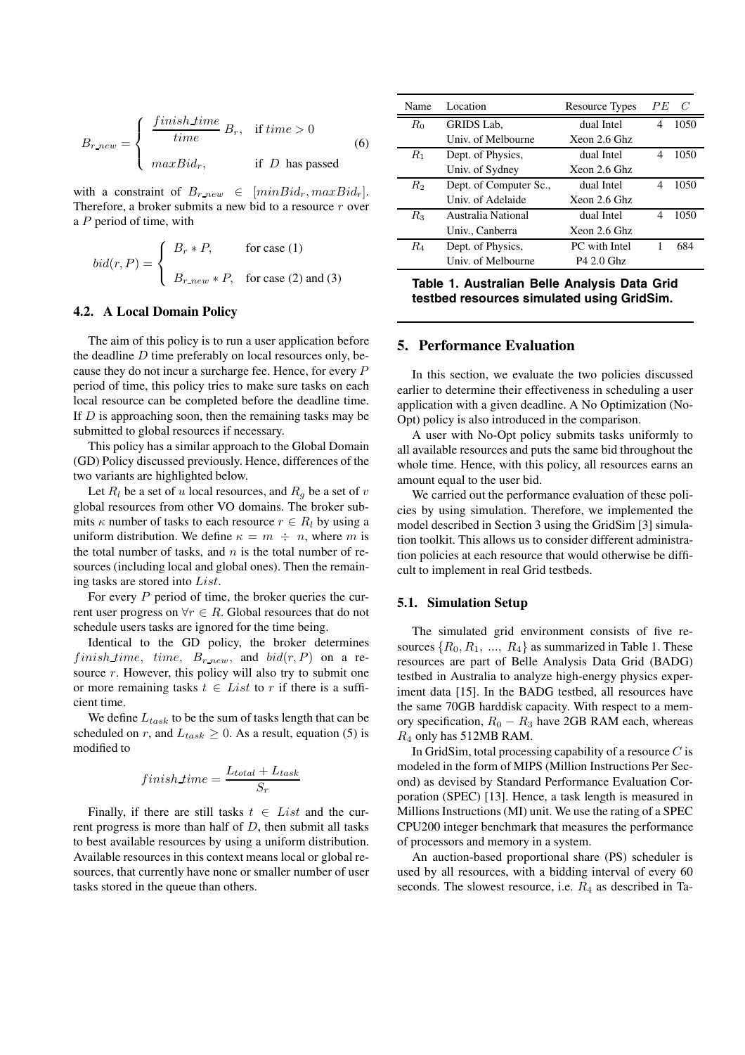$$B_{r\_new} = \begin{cases} \dfrac{finish\_time}{time} \, B_r, & \text{if } time > 0 \\ maxBid_r, & \text{if } D \text{ has passed} \end{cases} \tag{6}$$

with a constraint of $B_{r\_new} \in [minBid_r, maxBid_r]$. Therefore, a broker submits a new bid to a resource $r$ over a $P$ period of time, with

$$bid(r, P) = \begin{cases} B_r * P, & \text{for case (1)} \\ B_{r\_new} * P, & \text{for case (2) and (3)} \end{cases}$$

### 4.2. A Local Domain Policy

The aim of this policy is to run a user application before the deadline $D$ time preferably on local resources only, because they do not incur a surcharge fee. Hence, for every $P$ period of time, this policy tries to make sure tasks on each local resource can be completed before the deadline time. If $D$ is approaching soon, then the remaining tasks may be submitted to global resources if necessary.

This policy has a similar approach to the Global Domain (GD) Policy discussed previously. Hence, differences of the two variants are highlighted below.

Let $R_l$ be a set of $u$ local resources, and $R_g$ be a set of $v$ global resources from other VO domains. The broker submits $\kappa$ number of tasks to each resource $r \in R_l$ by using a uniform distribution. We define $\kappa = m \div n$, where $m$ is the total number of tasks, and $n$ is the total number of resources (including local and global ones). Then the remaining tasks are stored into $List$.

For every $P$ period of time, the broker queries the current user progress on $\forall r \in R$. Global resources that do not schedule users tasks are ignored for the time being.

Identical to the GD policy, the broker determines $finish\_time$, $time$, $B_{r\_new}$, and $bid(r, P)$ on a resource $r$. However, this policy will also try to submit one or more remaining tasks $t \in List$ to $r$ if there is a sufficient time.

We define $L_{task}$ to be the sum of tasks length that can be scheduled on $r$, and $L_{task} \geq 0$. As a result, equation (5) is modified to

$$finish\_time = \frac{L_{total} + L_{task}}{S_r}$$

Finally, if there are still tasks $t \in List$ and the current progress is more than half of $D$, then submit all tasks to best available resources by using a uniform distribution. Available resources in this context means local or global resources, that currently have none or smaller number of user tasks stored in the queue than others.

| Name | Location | Resource Types | $PE$ | $C$ |
|---|---|---|---|---|
| $R_0$ | GRIDS Lab, Univ. of Melbourne | dual Intel Xeon 2.6 Ghz | 4 | 1050 |
| $R_1$ | Dept. of Physics, Univ. of Sydney | dual Intel Xeon 2.6 Ghz | 4 | 1050 |
| $R_2$ | Dept. of Computer Sc., Univ. of Adelaide | dual Intel Xeon 2.6 Ghz | 4 | 1050 |
| $R_3$ | Australia National Univ., Canberra | dual Intel Xeon 2.6 Ghz | 4 | 1050 |
| $R_4$ | Dept. of Physics, Univ. of Melbourne | PC with Intel P4 2.0 Ghz | 1 | 684 |

**Table 1. Australian Belle Analysis Data Grid testbed resources simulated using GridSim.**

## 5. Performance Evaluation

In this section, we evaluate the two policies discussed earlier to determine their effectiveness in scheduling a user application with a given deadline. A No Optimization (No-Opt) policy is also introduced in the comparison.

A user with No-Opt policy submits tasks uniformly to all available resources and puts the same bid throughout the whole time. Hence, with this policy, all resources earns an amount equal to the user bid.

We carried out the performance evaluation of these policies by using simulation. Therefore, we implemented the model described in Section 3 using the GridSim [3] simulation toolkit. This allows us to consider different administration policies at each resource that would otherwise be difficult to implement in real Grid testbeds.

### 5.1. Simulation Setup

The simulated grid environment consists of five resources $\{R_0, R_1, \ldots, R_4\}$ as summarized in Table 1. These resources are part of Belle Analysis Data Grid (BADG) testbed in Australia to analyze high-energy physics experiment data [15]. In the BADG testbed, all resources have the same 70GB harddisk capacity. With respect to a memory specification, $R_0 - R_3$ have 2GB RAM each, whereas $R_4$ only has 512MB RAM.

In GridSim, total processing capability of a resource $C$ is modeled in the form of MIPS (Million Instructions Per Second) as devised by Standard Performance Evaluation Corporation (SPEC) [13]. Hence, a task length is measured in Millions Instructions (MI) unit. We use the rating of a SPEC CPU200 integer benchmark that measures the performance of processors and memory in a system.

An auction-based proportional share (PS) scheduler is used by all resources, with a bidding interval of every 60 seconds. The slowest resource, i.e. $R_4$ as described in Ta-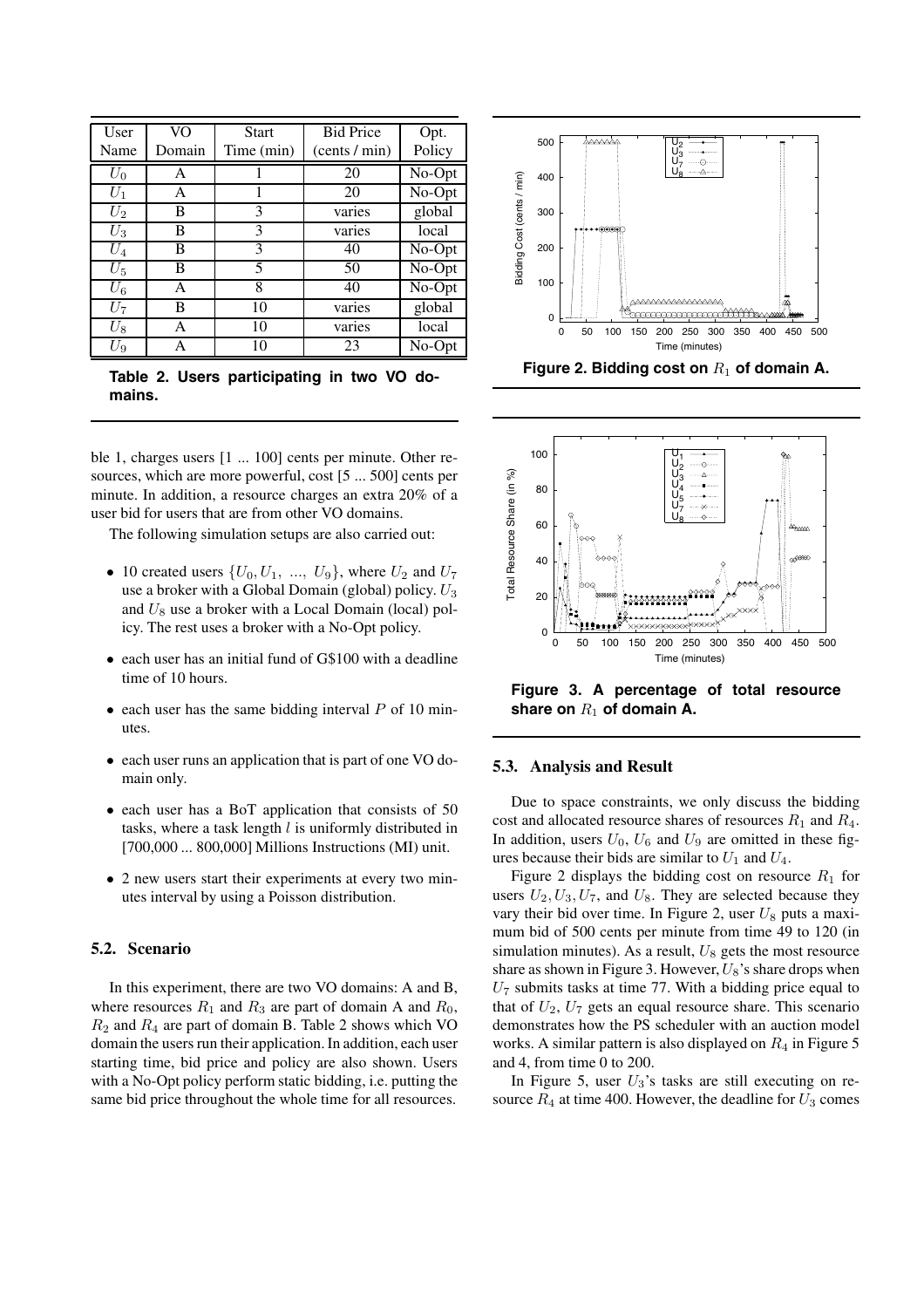| User Name | VO Domain | Start Time (min) | Bid Price (cents / min) | Opt. Policy |
|---|---|---|---|---|
| $U_0$ | A | 1 | 20 | No-Opt |
| $U_1$ | A | 1 | 20 | No-Opt |
| $U_2$ | B | 3 | varies | global |
| $U_3$ | B | 3 | varies | local |
| $U_4$ | B | 3 | 40 | No-Opt |
| $U_5$ | B | 5 | 50 | No-Opt |
| $U_6$ | A | 8 | 40 | No-Opt |
| $U_7$ | B | 10 | varies | global |
| $U_8$ | A | 10 | varies | local |
| $U_9$ | A | 10 | 23 | No-Opt |

**Table 2. Users participating in two VO domains.**

ble 1, charges users [1 ... 100] cents per minute. Other resources, which are more powerful, cost [5 ... 500] cents per minute. In addition, a resource charges an extra 20% of a user bid for users that are from other VO domains.

The following simulation setups are also carried out:

- 10 created users $\{U_0, U_1, \ldots, U_9\}$, where $U_2$ and $U_7$ use a broker with a Global Domain (global) policy. $U_3$ and $U_8$ use a broker with a Local Domain (local) policy. The rest uses a broker with a No-Opt policy.
- each user has an initial fund of G$100 with a deadline time of 10 hours.
- each user has the same bidding interval $P$ of 10 minutes.
- each user runs an application that is part of one VO domain only.
- each user has a BoT application that consists of 50 tasks, where a task length $l$ is uniformly distributed in [700,000 ... 800,000] Millions Instructions (MI) unit.
- 2 new users start their experiments at every two minutes interval by using a Poisson distribution.

### 5.2. Scenario

In this experiment, there are two VO domains: A and B, where resources $R_1$ and $R_3$ are part of domain A and $R_0$, $R_2$ and $R_4$ are part of domain B. Table 2 shows which VO domain the users run their application. In addition, each user starting time, bid price and policy are also shown. Users with a No-Opt policy perform static bidding, i.e. putting the same bid price throughout the whole time for all resources.

**Figure 2. Bidding cost on $R_1$ of domain A.**

**Figure 3. A percentage of total resource share on $R_1$ of domain A.**

### 5.3. Analysis and Result

Due to space constraints, we only discuss the bidding cost and allocated resource shares of resources $R_1$ and $R_4$. In addition, users $U_0$, $U_6$ and $U_9$ are omitted in these figures because their bids are similar to $U_1$ and $U_4$.

Figure 2 displays the bidding cost on resource $R_1$ for users $U_2, U_3, U_7$, and $U_8$. They are selected because they vary their bid over time. In Figure 2, user $U_8$ puts a maximum bid of 500 cents per minute from time 49 to 120 (in simulation minutes). As a result, $U_8$ gets the most resource share as shown in Figure 3. However, $U_8$'s share drops when $U_7$ submits tasks at time 77. With a bidding price equal to that of $U_2$, $U_7$ gets an equal resource share. This scenario demonstrates how the PS scheduler with an auction model works. A similar pattern is also displayed on $R_4$ in Figure 5 and 4, from time 0 to 200.

In Figure 5, user $U_3$'s tasks are still executing on resource $R_4$ at time 400. However, the deadline for $U_3$ comes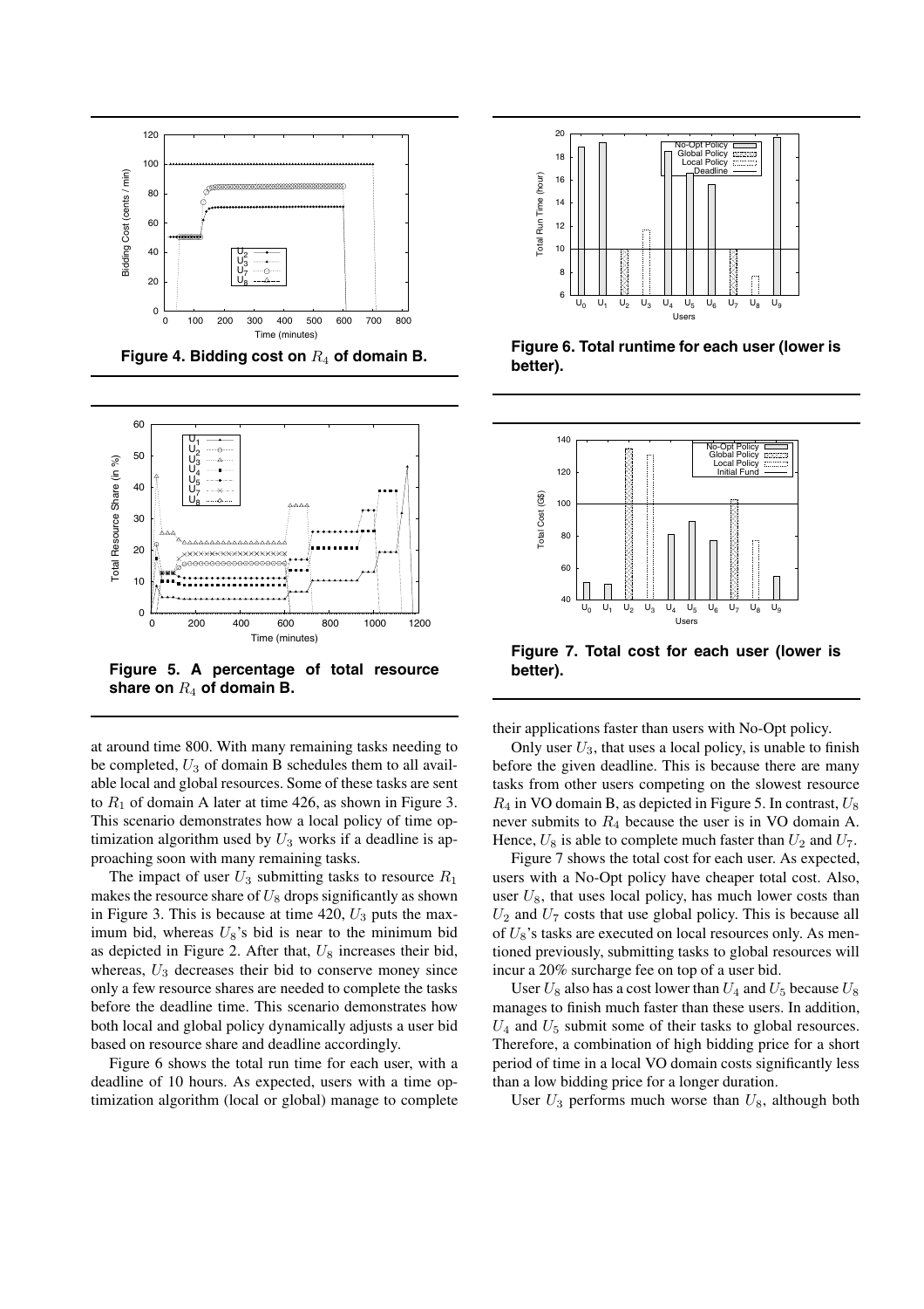120
100
80
60
40
20
0
Bidding Cost (cents / min)
0 100 200 300 400 500 600 700 800
Time (minutes)
$U_2$
$U_3$
$U_7$
$U_8$

**Figure 4. Bidding cost on $R_4$ of domain B.**

60
50
40
30
20
10
0
Total Resource Share (in %)
0 200 400 600 800 1000 1200
Time (minutes)
$U_1$
$U_2$
$U_3$
$U_4$
$U_5$
$U_7$
$U_8$

**Figure 5. A percentage of total resource share on $R_4$ of domain B.**

20
18
16
14
12
10
8
6
Total Run Time (hour)
$U_0$ $U_1$ $U_2$ $U_3$ $U_4$ $U_5$ $U_6$ $U_7$ $U_8$ $U_9$
Users
No-Opt Policy
Global Policy
Local Policy
Deadline

**Figure 6. Total runtime for each user (lower is better).**

140
120
100
80
60
40
Total Cost (G$)
$U_0$ $U_1$ $U_2$ $U_3$ $U_4$ $U_5$ $U_6$ $U_7$ $U_8$ $U_9$
Users
No-Opt Policy
Global Policy
Local Policy
Initial Fund

**Figure 7. Total cost for each user (lower is better).**

at around time 800. With many remaining tasks needing to be completed, $U_3$ of domain B schedules them to all available local and global resources. Some of these tasks are sent to $R_1$ of domain A later at time 426, as shown in Figure 3. This scenario demonstrates how a local policy of time optimization algorithm used by $U_3$ works if a deadline is approaching soon with many remaining tasks.

The impact of user $U_3$ submitting tasks to resource $R_1$ makes the resource share of $U_8$ drops significantly as shown in Figure 3. This is because at time 420, $U_3$ puts the maximum bid, whereas $U_8$'s bid is near to the minimum bid as depicted in Figure 2. After that, $U_8$ increases their bid, whereas, $U_3$ decreases their bid to conserve money since only a few resource shares are needed to complete the tasks before the deadline time. This scenario demonstrates how both local and global policy dynamically adjusts a user bid based on resource share and deadline accordingly.

Figure 6 shows the total run time for each user, with a deadline of 10 hours. As expected, users with a time optimization algorithm (local or global) manage to complete their applications faster than users with No-Opt policy.

Only user $U_3$, that uses a local policy, is unable to finish before the given deadline. This is because there are many tasks from other users competing on the slowest resource $R_4$ in VO domain B, as depicted in Figure 5. In contrast, $U_8$ never submits to $R_4$ because the user is in VO domain A. Hence, $U_8$ is able to complete much faster than $U_2$ and $U_7$.

Figure 7 shows the total cost for each user. As expected, users with a No-Opt policy have cheaper total cost. Also, user $U_8$, that uses local policy, has much lower costs than $U_2$ and $U_7$ costs that use global policy. This is because all of $U_8$'s tasks are executed on local resources only. As mentioned previously, submitting tasks to global resources will incur a 20% surcharge fee on top of a user bid.

User $U_8$ also has a cost lower than $U_4$ and $U_5$ because $U_8$ manages to finish much faster than these users. In addition, $U_4$ and $U_5$ submit some of their tasks to global resources. Therefore, a combination of high bidding price for a short period of time in a local VO domain costs significantly less than a low bidding price for a longer duration.

User $U_3$ performs much worse than $U_8$, although both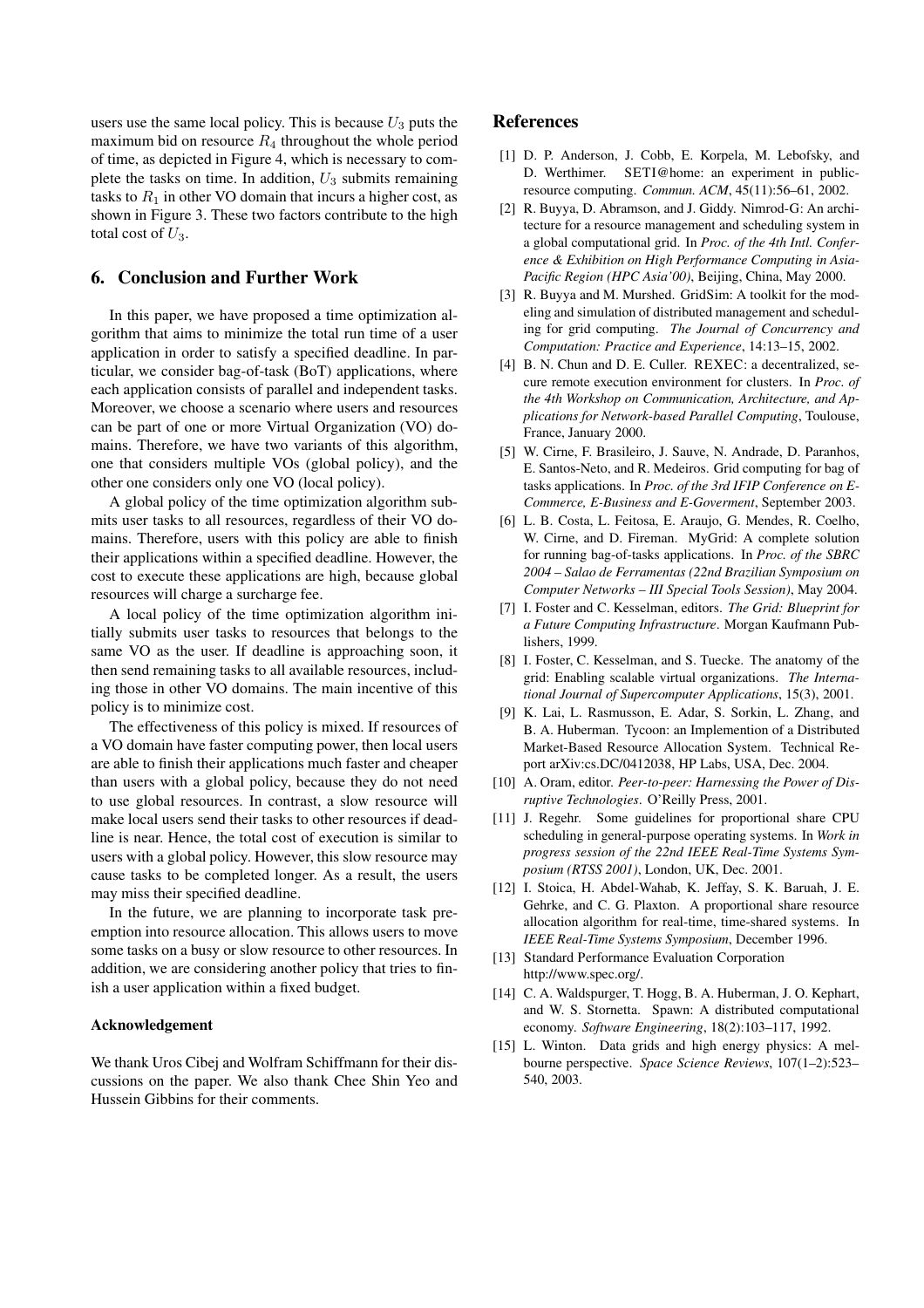users use the same local policy. This is because $U_3$ puts the maximum bid on resource $R_4$ throughout the whole period of time, as depicted in Figure 4, which is necessary to complete the tasks on time. In addition, $U_3$ submits remaining tasks to $R_1$ in other VO domain that incurs a higher cost, as shown in Figure 3. These two factors contribute to the high total cost of $U_3$.

## 6. Conclusion and Further Work

In this paper, we have proposed a time optimization algorithm that aims to minimize the total run time of a user application in order to satisfy a specified deadline. In particular, we consider bag-of-task (BoT) applications, where each application consists of parallel and independent tasks. Moreover, we choose a scenario where users and resources can be part of one or more Virtual Organization (VO) domains. Therefore, we have two variants of this algorithm, one that considers multiple VOs (global policy), and the other one considers only one VO (local policy).

A global policy of the time optimization algorithm submits user tasks to all resources, regardless of their VO domains. Therefore, users with this policy are able to finish their applications within a specified deadline. However, the cost to execute these applications are high, because global resources will charge a surcharge fee.

A local policy of the time optimization algorithm initially submits user tasks to resources that belongs to the same VO as the user. If deadline is approaching soon, it then send remaining tasks to all available resources, including those in other VO domains. The main incentive of this policy is to minimize cost.

The effectiveness of this policy is mixed. If resources of a VO domain have faster computing power, then local users are able to finish their applications much faster and cheaper than users with a global policy, because they do not need to use global resources. In contrast, a slow resource will make local users send their tasks to other resources if deadline is near. Hence, the total cost of execution is similar to users with a global policy. However, this slow resource may cause tasks to be completed longer. As a result, the users may miss their specified deadline.

In the future, we are planning to incorporate task preemption into resource allocation. This allows users to move some tasks on a busy or slow resource to other resources. In addition, we are considering another policy that tries to finish a user application within a fixed budget.

### Acknowledgement

We thank Uros Cibej and Wolfram Schiffmann for their discussions on the paper. We also thank Chee Shin Yeo and Hussein Gibbins for their comments.

## References

[1] D. P. Anderson, J. Cobb, E. Korpela, M. Lebofsky, and D. Werthimer. SETI@home: an experiment in public-resource computing. *Commun. ACM*, 45(11):56–61, 2002.

[2] R. Buyya, D. Abramson, and J. Giddy. Nimrod-G: An architecture for a resource management and scheduling system in a global computational grid. In *Proc. of the 4th Intl. Conference & Exhibition on High Performance Computing in Asia-Pacific Region (HPC Asia'00)*, Beijing, China, May 2000.

[3] R. Buyya and M. Murshed. GridSim: A toolkit for the modeling and simulation of distributed management and scheduling for grid computing. *The Journal of Concurrency and Computation: Practice and Experience*, 14:13–15, 2002.

[4] B. N. Chun and D. E. Culler. REXEC: a decentralized, secure remote execution environment for clusters. In *Proc. of the 4th Workshop on Communication, Architecture, and Applications for Network-based Parallel Computing*, Toulouse, France, January 2000.

[5] W. Cirne, F. Brasileiro, J. Sauve, N. Andrade, D. Paranhos, E. Santos-Neto, and R. Medeiros. Grid computing for bag of tasks applications. In *Proc. of the 3rd IFIP Conference on E-Commerce, E-Business and E-Goverment*, September 2003.

[6] L. B. Costa, L. Feitosa, E. Araujo, G. Mendes, R. Coelho, W. Cirne, and D. Fireman. MyGrid: A complete solution for running bag-of-tasks applications. In *Proc. of the SBRC 2004 – Salao de Ferramentas (22nd Brazilian Symposium on Computer Networks – III Special Tools Session)*, May 2004.

[7] I. Foster and C. Kesselman, editors. *The Grid: Blueprint for a Future Computing Infrastructure*. Morgan Kaufmann Publishers, 1999.

[8] I. Foster, C. Kesselman, and S. Tuecke. The anatomy of the grid: Enabling scalable virtual organizations. *The International Journal of Supercomputer Applications*, 15(3), 2001.

[9] K. Lai, L. Rasmusson, E. Adar, S. Sorkin, L. Zhang, and B. A. Huberman. Tycoon: an Implemention of a Distributed Market-Based Resource Allocation System. Technical Report arXiv:cs.DC/0412038, HP Labs, USA, Dec. 2004.

[10] A. Oram, editor. *Peer-to-peer: Harnessing the Power of Disruptive Technologies*. O'Reilly Press, 2001.

[11] J. Regehr. Some guidelines for proportional share CPU scheduling in general-purpose operating systems. In *Work in progress session of the 22nd IEEE Real-Time Systems Symposium (RTSS 2001)*, London, UK, Dec. 2001.

[12] I. Stoica, H. Abdel-Wahab, K. Jeffay, S. K. Baruah, J. E. Gehrke, and C. G. Plaxton. A proportional share resource allocation algorithm for real-time, time-shared systems. In *IEEE Real-Time Systems Symposium*, December 1996.

[13] Standard Performance Evaluation Corporation http://www.spec.org/.

[14] C. A. Waldspurger, T. Hogg, B. A. Huberman, J. O. Kephart, and W. S. Stornetta. Spawn: A distributed computational economy. *Software Engineering*, 18(2):103–117, 1992.

[15] L. Winton. Data grids and high energy physics: A melbourne perspective. *Space Science Reviews*, 107(1–2):523–540, 2003.